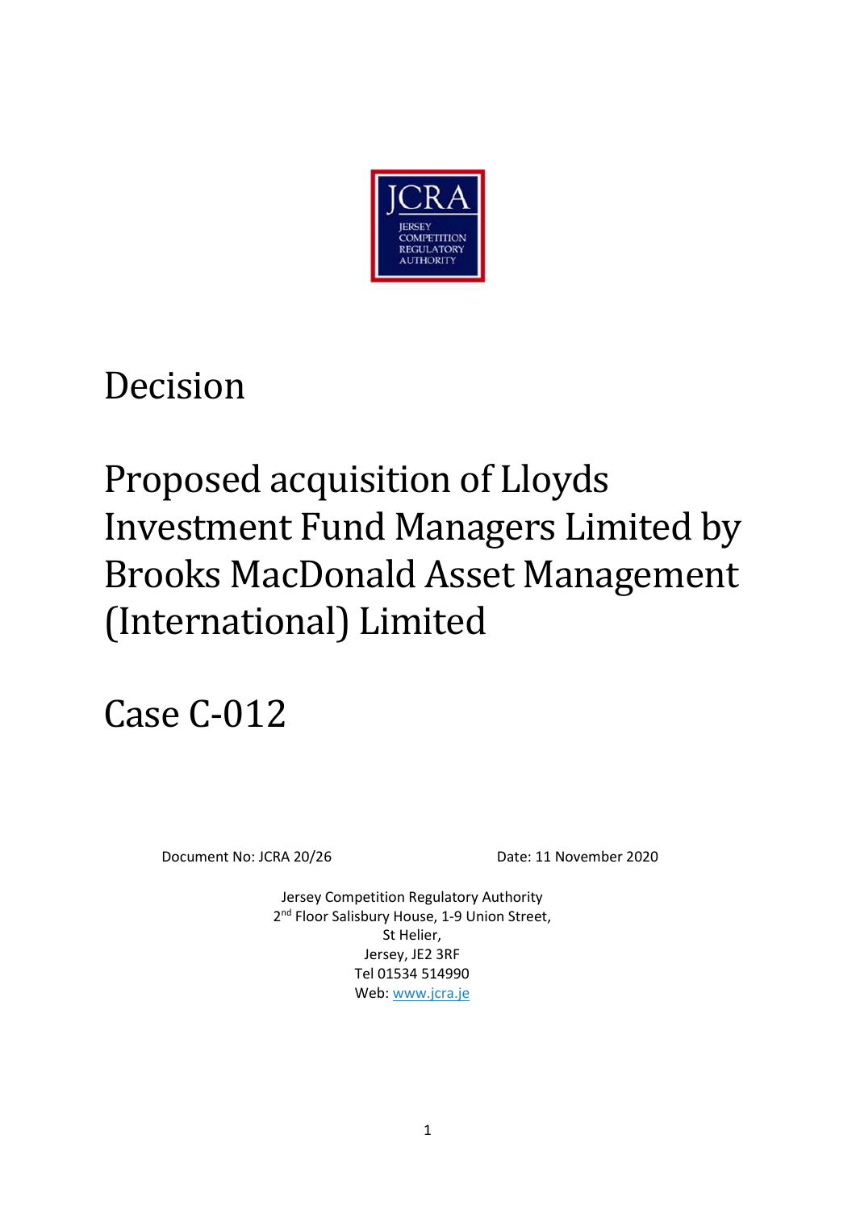JCRA

JERSEY COMPETITION REGULATORY AUTHORITY

# Decision

# Proposed acquisition of Lloyds Investment Fund Managers Limited by Brooks MacDonald Asset Management (International) Limited

# Case C-012

Document No: JCRA 20/26

Date: 11 November 2020

Jersey Competition Regulatory Authority
2nd Floor Salisbury House, 1-9 Union Street,
St Helier,
Jersey, JE2 3RF
Tel 01534 514990
Web: [www.jcra.je](http://www.jcra.je)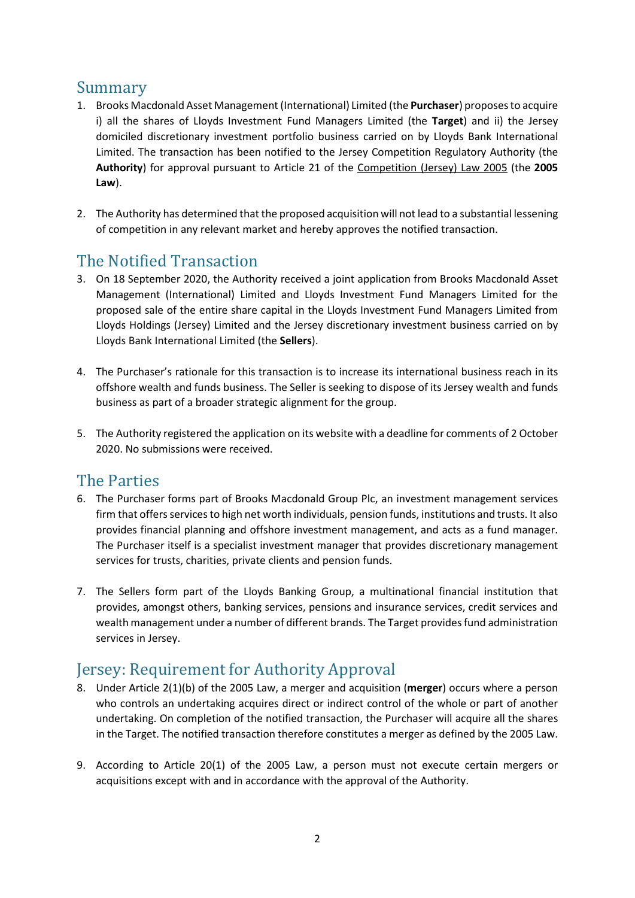## Summary

1. Brooks Macdonald Asset Management (International) Limited (the **Purchaser**) proposes to acquire i) all the shares of Lloyds Investment Fund Managers Limited (the **Target**) and ii) the Jersey domiciled discretionary investment portfolio business carried on by Lloyds Bank International Limited. The transaction has been notified to the Jersey Competition Regulatory Authority (the **Authority**) for approval pursuant to Article 21 of the Competition (Jersey) Law 2005 (the **2005 Law**).

2. The Authority has determined that the proposed acquisition will not lead to a substantial lessening of competition in any relevant market and hereby approves the notified transaction.

## The Notified Transaction

3. On 18 September 2020, the Authority received a joint application from Brooks Macdonald Asset Management (International) Limited and Lloyds Investment Fund Managers Limited for the proposed sale of the entire share capital in the Lloyds Investment Fund Managers Limited from Lloyds Holdings (Jersey) Limited and the Jersey discretionary investment business carried on by Lloyds Bank International Limited (the **Sellers**).

4. The Purchaser's rationale for this transaction is to increase its international business reach in its offshore wealth and funds business. The Seller is seeking to dispose of its Jersey wealth and funds business as part of a broader strategic alignment for the group.

5. The Authority registered the application on its website with a deadline for comments of 2 October 2020. No submissions were received.

## The Parties

6. The Purchaser forms part of Brooks Macdonald Group Plc, an investment management services firm that offers services to high net worth individuals, pension funds, institutions and trusts. It also provides financial planning and offshore investment management, and acts as a fund manager. The Purchaser itself is a specialist investment manager that provides discretionary management services for trusts, charities, private clients and pension funds.

7. The Sellers form part of the Lloyds Banking Group, a multinational financial institution that provides, amongst others, banking services, pensions and insurance services, credit services and wealth management under a number of different brands. The Target provides fund administration services in Jersey.

## Jersey: Requirement for Authority Approval

8. Under Article 2(1)(b) of the 2005 Law, a merger and acquisition (**merger**) occurs where a person who controls an undertaking acquires direct or indirect control of the whole or part of another undertaking. On completion of the notified transaction, the Purchaser will acquire all the shares in the Target. The notified transaction therefore constitutes a merger as defined by the 2005 Law.

9. According to Article 20(1) of the 2005 Law, a person must not execute certain mergers or acquisitions except with and in accordance with the approval of the Authority.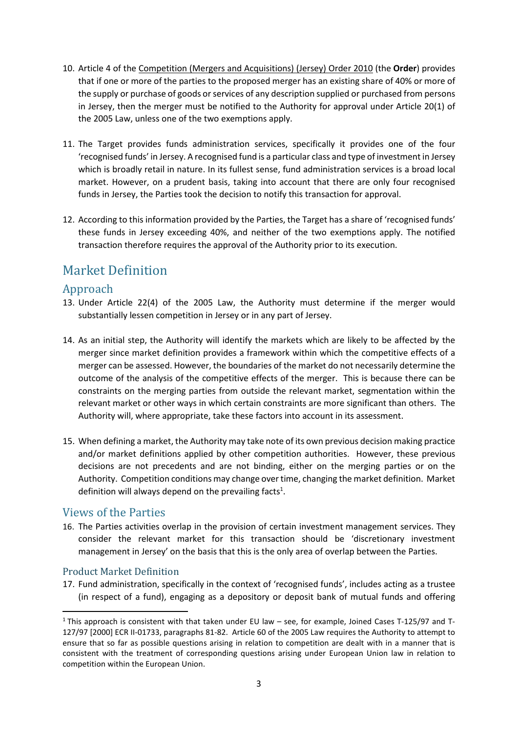10. Article 4 of the Competition (Mergers and Acquisitions) (Jersey) Order 2010 (the **Order**) provides that if one or more of the parties to the proposed merger has an existing share of 40% or more of the supply or purchase of goods or services of any description supplied or purchased from persons in Jersey, then the merger must be notified to the Authority for approval under Article 20(1) of the 2005 Law, unless one of the two exemptions apply.

11. The Target provides funds administration services, specifically it provides one of the four 'recognised funds' in Jersey. A recognised fund is a particular class and type of investment in Jersey which is broadly retail in nature. In its fullest sense, fund administration services is a broad local market. However, on a prudent basis, taking into account that there are only four recognised funds in Jersey, the Parties took the decision to notify this transaction for approval.

12. According to this information provided by the Parties, the Target has a share of 'recognised funds' these funds in Jersey exceeding 40%, and neither of the two exemptions apply. The notified transaction therefore requires the approval of the Authority prior to its execution.

# Market Definition

## Approach

13. Under Article 22(4) of the 2005 Law, the Authority must determine if the merger would substantially lessen competition in Jersey or in any part of Jersey.

14. As an initial step, the Authority will identify the markets which are likely to be affected by the merger since market definition provides a framework within which the competitive effects of a merger can be assessed. However, the boundaries of the market do not necessarily determine the outcome of the analysis of the competitive effects of the merger. This is because there can be constraints on the merging parties from outside the relevant market, segmentation within the relevant market or other ways in which certain constraints are more significant than others. The Authority will, where appropriate, take these factors into account in its assessment.

15. When defining a market, the Authority may take note of its own previous decision making practice and/or market definitions applied by other competition authorities. However, these previous decisions are not precedents and are not binding, either on the merging parties or on the Authority. Competition conditions may change over time, changing the market definition. Market definition will always depend on the prevailing facts[1].

## Views of the Parties

16. The Parties activities overlap in the provision of certain investment management services. They consider the relevant market for this transaction should be 'discretionary investment management in Jersey' on the basis that this is the only area of overlap between the Parties.

### Product Market Definition

17. Fund administration, specifically in the context of 'recognised funds', includes acting as a trustee (in respect of a fund), engaging as a depository or deposit bank of mutual funds and offering

---

[1] This approach is consistent with that taken under EU law – see, for example, Joined Cases T-125/97 and T-127/97 [2000] ECR II-01733, paragraphs 81-82. Article 60 of the 2005 Law requires the Authority to attempt to ensure that so far as possible questions arising in relation to competition are dealt with in a manner that is consistent with the treatment of corresponding questions arising under European Union law in relation to competition within the European Union.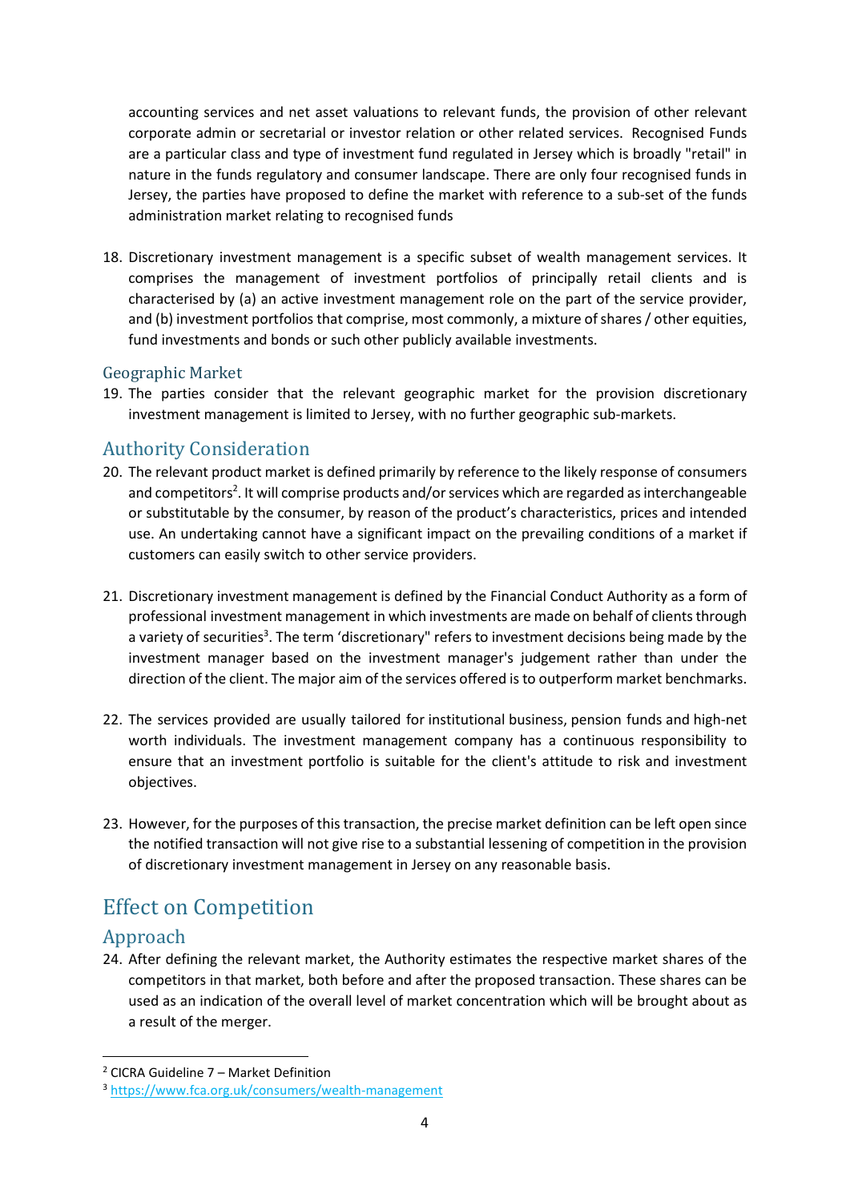accounting services and net asset valuations to relevant funds, the provision of other relevant corporate admin or secretarial or investor relation or other related services. Recognised Funds are a particular class and type of investment fund regulated in Jersey which is broadly "retail" in nature in the funds regulatory and consumer landscape. There are only four recognised funds in Jersey, the parties have proposed to define the market with reference to a sub-set of the funds administration market relating to recognised funds

18. Discretionary investment management is a specific subset of wealth management services. It comprises the management of investment portfolios of principally retail clients and is characterised by (a) an active investment management role on the part of the service provider, and (b) investment portfolios that comprise, most commonly, a mixture of shares / other equities, fund investments and bonds or such other publicly available investments.

### Geographic Market

19. The parties consider that the relevant geographic market for the provision discretionary investment management is limited to Jersey, with no further geographic sub-markets.

## Authority Consideration

20. The relevant product market is defined primarily by reference to the likely response of consumers and competitors[2]. It will comprise products and/or services which are regarded as interchangeable or substitutable by the consumer, by reason of the product's characteristics, prices and intended use. An undertaking cannot have a significant impact on the prevailing conditions of a market if customers can easily switch to other service providers.

21. Discretionary investment management is defined by the Financial Conduct Authority as a form of professional investment management in which investments are made on behalf of clients through a variety of securities[3]. The term 'discretionary" refers to investment decisions being made by the investment manager based on the investment manager's judgement rather than under the direction of the client. The major aim of the services offered is to outperform market benchmarks.

22. The services provided are usually tailored for institutional business, pension funds and high-net worth individuals. The investment management company has a continuous responsibility to ensure that an investment portfolio is suitable for the client's attitude to risk and investment objectives.

23. However, for the purposes of this transaction, the precise market definition can be left open since the notified transaction will not give rise to a substantial lessening of competition in the provision of discretionary investment management in Jersey on any reasonable basis.

# Effect on Competition

## Approach

24. After defining the relevant market, the Authority estimates the respective market shares of the competitors in that market, both before and after the proposed transaction. These shares can be used as an indication of the overall level of market concentration which will be brought about as a result of the merger.

---

[2] CICRA Guideline 7 – Market Definition

[3] https://www.fca.org.uk/consumers/wealth-management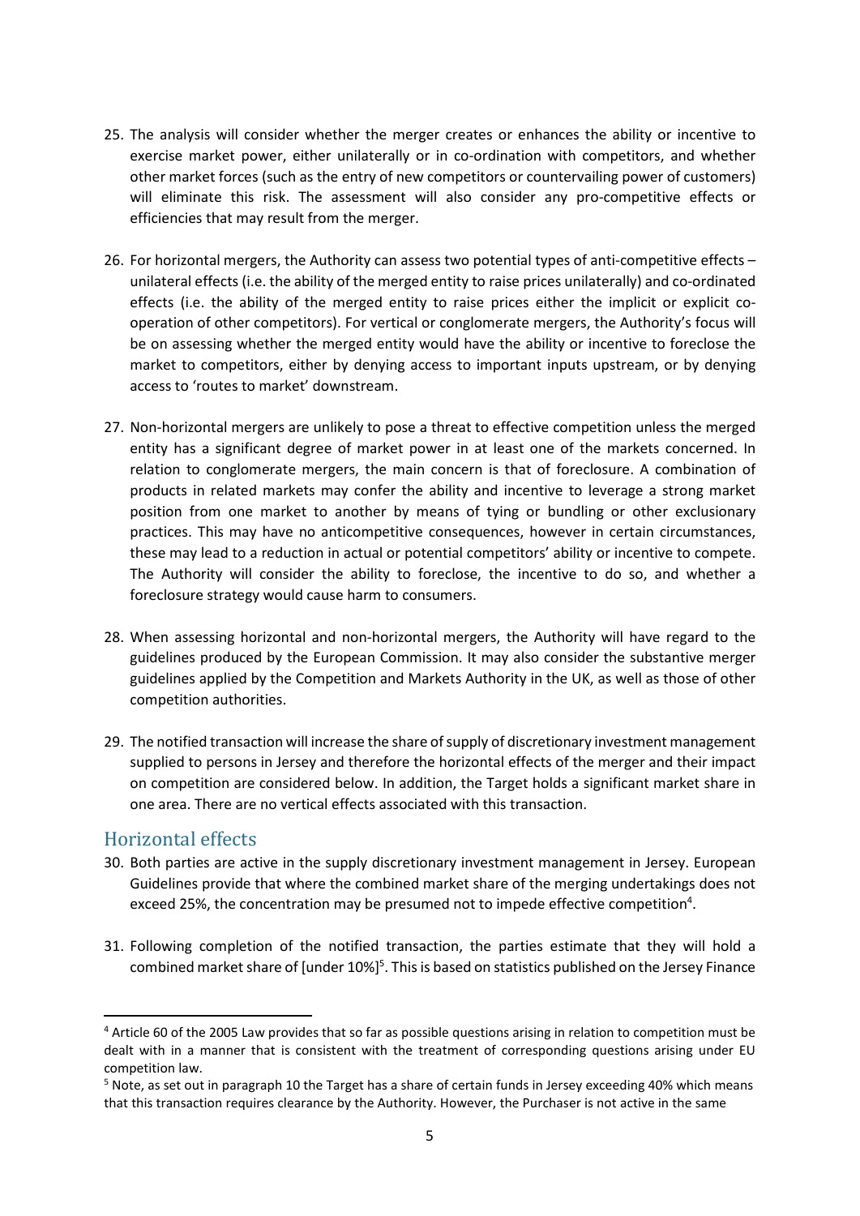25. The analysis will consider whether the merger creates or enhances the ability or incentive to exercise market power, either unilaterally or in co-ordination with competitors, and whether other market forces (such as the entry of new competitors or countervailing power of customers) will eliminate this risk. The assessment will also consider any pro-competitive effects or efficiencies that may result from the merger.

26. For horizontal mergers, the Authority can assess two potential types of anti-competitive effects – unilateral effects (i.e. the ability of the merged entity to raise prices unilaterally) and co-ordinated effects (i.e. the ability of the merged entity to raise prices either the implicit or explicit co-operation of other competitors). For vertical or conglomerate mergers, the Authority's focus will be on assessing whether the merged entity would have the ability or incentive to foreclose the market to competitors, either by denying access to important inputs upstream, or by denying access to 'routes to market' downstream.

27. Non-horizontal mergers are unlikely to pose a threat to effective competition unless the merged entity has a significant degree of market power in at least one of the markets concerned. In relation to conglomerate mergers, the main concern is that of foreclosure. A combination of products in related markets may confer the ability and incentive to leverage a strong market position from one market to another by means of tying or bundling or other exclusionary practices. This may have no anticompetitive consequences, however in certain circumstances, these may lead to a reduction in actual or potential competitors' ability or incentive to compete. The Authority will consider the ability to foreclose, the incentive to do so, and whether a foreclosure strategy would cause harm to consumers.

28. When assessing horizontal and non-horizontal mergers, the Authority will have regard to the guidelines produced by the European Commission. It may also consider the substantive merger guidelines applied by the Competition and Markets Authority in the UK, as well as those of other competition authorities.

29. The notified transaction will increase the share of supply of discretionary investment management supplied to persons in Jersey and therefore the horizontal effects of the merger and their impact on competition are considered below. In addition, the Target holds a significant market share in one area. There are no vertical effects associated with this transaction.

## Horizontal effects

30. Both parties are active in the supply discretionary investment management in Jersey. European Guidelines provide that where the combined market share of the merging undertakings does not exceed 25%, the concentration may be presumed not to impede effective competition[4].

31. Following completion of the notified transaction, the parties estimate that they will hold a combined market share of [under 10%][5]. This is based on statistics published on the Jersey Finance

---

[4] Article 60 of the 2005 Law provides that so far as possible questions arising in relation to competition must be dealt with in a manner that is consistent with the treatment of corresponding questions arising under EU competition law.

[5] Note, as set out in paragraph 10 the Target has a share of certain funds in Jersey exceeding 40% which means that this transaction requires clearance by the Authority. However, the Purchaser is not active in the same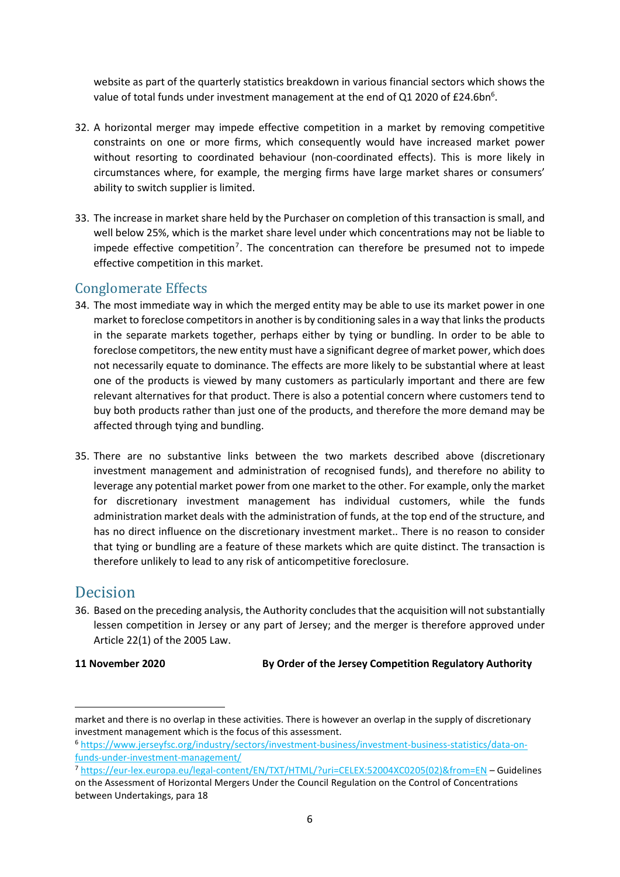website as part of the quarterly statistics breakdown in various financial sectors which shows the value of total funds under investment management at the end of Q1 2020 of £24.6bn[6].

32. A horizontal merger may impede effective competition in a market by removing competitive constraints on one or more firms, which consequently would have increased market power without resorting to coordinated behaviour (non-coordinated effects). This is more likely in circumstances where, for example, the merging firms have large market shares or consumers' ability to switch supplier is limited.

33. The increase in market share held by the Purchaser on completion of this transaction is small, and well below 25%, which is the market share level under which concentrations may not be liable to impede effective competition[7]. The concentration can therefore be presumed not to impede effective competition in this market.

## Conglomerate Effects

34. The most immediate way in which the merged entity may be able to use its market power in one market to foreclose competitors in another is by conditioning sales in a way that links the products in the separate markets together, perhaps either by tying or bundling. In order to be able to foreclose competitors, the new entity must have a significant degree of market power, which does not necessarily equate to dominance. The effects are more likely to be substantial where at least one of the products is viewed by many customers as particularly important and there are few relevant alternatives for that product. There is also a potential concern where customers tend to buy both products rather than just one of the products, and therefore the more demand may be affected through tying and bundling.

35. There are no substantive links between the two markets described above (discretionary investment management and administration of recognised funds), and therefore no ability to leverage any potential market power from one market to the other. For example, only the market for discretionary investment management has individual customers, while the funds administration market deals with the administration of funds, at the top end of the structure, and has no direct influence on the discretionary investment market.. There is no reason to consider that tying or bundling are a feature of these markets which are quite distinct. The transaction is therefore unlikely to lead to any risk of anticompetitive foreclosure.

# Decision

36. Based on the preceding analysis, the Authority concludes that the acquisition will not substantially lessen competition in Jersey or any part of Jersey; and the merger is therefore approved under Article 22(1) of the 2005 Law.

**11 November 2020** **By Order of the Jersey Competition Regulatory Authority**

---

market and there is no overlap in these activities. There is however an overlap in the supply of discretionary investment management which is the focus of this assessment.

[6] https://www.jerseyfsc.org/industry/sectors/investment-business/investment-business-statistics/data-on-funds-under-investment-management/

[7] https://eur-lex.europa.eu/legal-content/EN/TXT/HTML/?uri=CELEX:52004XC0205(02)&from=EN – Guidelines on the Assessment of Horizontal Mergers Under the Council Regulation on the Control of Concentrations between Undertakings, para 18